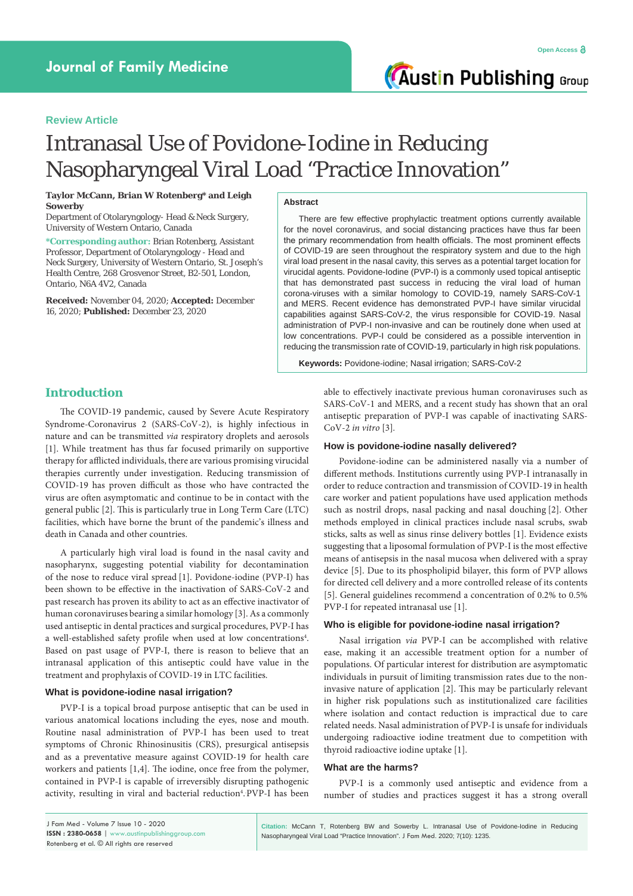Review Article

# Intranasal Use of Povidone-Iodine in Reducing Nasopharyngeal Viral Load "Practice Innovation"

**Taylor McCann, Brian W Rotenberg* and Leigh Sowerby**

Department of Otolaryngology- Head & Neck Surgery, University of Western Ontario, Canada

***Corresponding author:** Brian Rotenberg, Assistant Professor, Department of Otolaryngology - Head and Neck Surgery, University of Western Ontario, St. Joseph's Health Centre, 268 Grosvenor Street, B2-501, London, Ontario, N6A 4V2, Canada

**Received:** November 04, 2020; **Accepted:** December 16, 2020; **Published:** December 23, 2020

## Abstract

There are few effective prophylactic treatment options currently available for the novel coronavirus, and social distancing practices have thus far been the primary recommendation from health officials. The most prominent effects of COVID-19 are seen throughout the respiratory system and due to the high viral load present in the nasal cavity, this serves as a potential target location for virucidal agents. Povidone-Iodine (PVP-I) is a commonly used topical antiseptic that has demonstrated past success in reducing the viral load of human corona-viruses with a similar homology to COVID-19, namely SARS-CoV-1 and MERS. Recent evidence has demonstrated PVP-I have similar virucidal capabilities against SARS-CoV-2, the virus responsible for COVID-19. Nasal administration of PVP-I non-invasive and can be routinely done when used at low concentrations. PVP-I could be considered as a possible intervention in reducing the transmission rate of COVID-19, particularly in high risk populations.

**Keywords:** Povidone-iodine; Nasal irrigation; SARS-CoV-2

## Introduction

The COVID-19 pandemic, caused by Severe Acute Respiratory Syndrome-Coronavirus 2 (SARS-CoV-2), is highly infectious in nature and can be transmitted *via* respiratory droplets and aerosols [1]. While treatment has thus far focused primarily on supportive therapy for afflicted individuals, there are various promising virucidal therapies currently under investigation. Reducing transmission of COVID-19 has proven difficult as those who have contracted the virus are often asymptomatic and continue to be in contact with the general public [2]. This is particularly true in Long Term Care (LTC) facilities, which have borne the brunt of the pandemic's illness and death in Canada and other countries.

A particularly high viral load is found in the nasal cavity and nasopharynx, suggesting potential viability for decontamination of the nose to reduce viral spread [1]. Povidone-iodine (PVP-I) has been shown to be effective in the inactivation of SARS-CoV-2 and past research has proven its ability to act as an effective inactivator of human coronaviruses bearing a similar homology [3]. As a commonly used antiseptic in dental practices and surgical procedures, PVP-I has a well-established safety profile when used at low concentrations[4]. Based on past usage of PVP-I, there is reason to believe that an intranasal application of this antiseptic could have value in the treatment and prophylaxis of COVID-19 in LTC facilities.

### What is povidone-iodine nasal irrigation?

PVP-I is a topical broad purpose antiseptic that can be used in various anatomical locations including the eyes, nose and mouth. Routine nasal administration of PVP-I has been used to treat symptoms of Chronic Rhinosinusitis (CRS), presurgical antisepsis and as a preventative measure against COVID-19 for health care workers and patients [1,4]. The iodine, once free from the polymer, contained in PVP-I is capable of irreversibly disrupting pathogenic activity, resulting in viral and bacterial reduction[4]. PVP-I has been able to effectively inactivate previous human coronaviruses such as SARS-CoV-1 and MERS, and a recent study has shown that an oral antiseptic preparation of PVP-I was capable of inactivating SARS-CoV-2 *in vitro* [3].

### How is povidone-iodine nasally delivered?

Povidone-iodine can be administered nasally via a number of different methods. Institutions currently using PVP-I intranasally in order to reduce contraction and transmission of COVID-19 in health care worker and patient populations have used application methods such as nostril drops, nasal packing and nasal douching [2]. Other methods employed in clinical practices include nasal scrubs, swab sticks, salts as well as sinus rinse delivery bottles [1]. Evidence exists suggesting that a liposomal formulation of PVP-I is the most effective means of antisepsis in the nasal mucosa when delivered with a spray device [5]. Due to its phospholipid bilayer, this form of PVP allows for directed cell delivery and a more controlled release of its contents [5]. General guidelines recommend a concentration of 0.2% to 0.5% PVP-I for repeated intranasal use [1].

### Who is eligible for povidone-iodine nasal irrigation?

Nasal irrigation *via* PVP-I can be accomplished with relative ease, making it an accessible treatment option for a number of populations. Of particular interest for distribution are asymptomatic individuals in pursuit of limiting transmission rates due to the non-invasive nature of application [2]. This may be particularly relevant in higher risk populations such as institutionalized care facilities where isolation and contact reduction is impractical due to care related needs. Nasal administration of PVP-I is unsafe for individuals undergoing radioactive iodine treatment due to competition with thyroid radioactive iodine uptake [1].

### What are the harms?

PVP-I is a commonly used antiseptic and evidence from a number of studies and practices suggest it has a strong overall

**Citation:** McCann T, Rotenberg BW and Sowerby L. Intranasal Use of Povidone-Iodine in Reducing Nasopharyngeal Viral Load "Practice Innovation". J Fam Med. 2020; 7(10): 1235.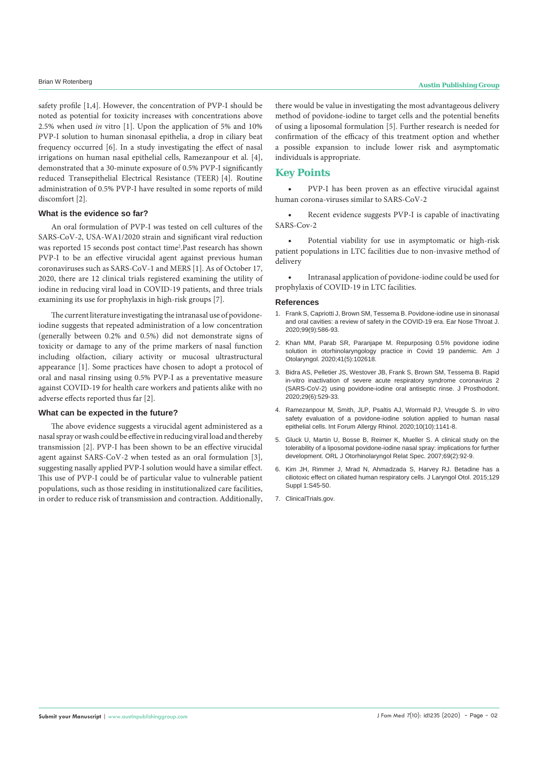safety profile [1,4]. However, the concentration of PVP-I should be noted as potential for toxicity increases with concentrations above 2.5% when used *in* vitro [1]. Upon the application of 5% and 10% PVP-I solution to human sinonasal epithelia, a drop in ciliary beat frequency occurred [6]. In a study investigating the effect of nasal irrigations on human nasal epithelial cells, Ramezanpour et al. [4], demonstrated that a 30-minute exposure of 0.5% PVP-I significantly reduced Transepithelial Electrical Resistance (TEER) [4]. Routine administration of 0.5% PVP-I have resulted in some reports of mild discomfort [2].

### What is the evidence so far?

An oral formulation of PVP-I was tested on cell cultures of the SARS-CoV-2, USA-WA1/2020 strain and significant viral reduction was reported 15 seconds post contact time[2].Past research has shown PVP-I to be an effective virucidal agent against previous human coronaviruses such as SARS-CoV-1 and MERS [1]. As of October 17, 2020, there are 12 clinical trials registered examining the utility of iodine in reducing viral load in COVID-19 patients, and three trials examining its use for prophylaxis in high-risk groups [7].

The current literature investigating the intranasal use of povidone-iodine suggests that repeated administration of a low concentration (generally between 0.2% and 0.5%) did not demonstrate signs of toxicity or damage to any of the prime markers of nasal function including olfaction, ciliary activity or mucosal ultrastructural appearance [1]. Some practices have chosen to adopt a protocol of oral and nasal rinsing using 0.5% PVP-I as a preventative measure against COVID-19 for health care workers and patients alike with no adverse effects reported thus far [2].

### What can be expected in the future?

The above evidence suggests a virucidal agent administered as a nasal spray or wash could be effective in reducing viral load and thereby transmission [2]. PVP-I has been shown to be an effective virucidal agent against SARS-CoV-2 when tested as an oral formulation [3], suggesting nasally applied PVP-I solution would have a similar effect. This use of PVP-I could be of particular value to vulnerable patient populations, such as those residing in institutionalized care facilities, in order to reduce risk of transmission and contraction. Additionally, there would be value in investigating the most advantageous delivery method of povidone-iodine to target cells and the potential benefits of using a liposomal formulation [5]. Further research is needed for confirmation of the efficacy of this treatment option and whether a possible expansion to include lower risk and asymptomatic individuals is appropriate.

## Key Points

- PVP-I has been proven as an effective virucidal against human corona-viruses similar to SARS-CoV-2
- Recent evidence suggests PVP-I is capable of inactivating SARS-Cov-2
- Potential viability for use in asymptomatic or high-risk patient populations in LTC facilities due to non-invasive method of delivery
- Intranasal application of povidone-iodine could be used for prophylaxis of COVID-19 in LTC facilities.

### References

1. Frank S, Capriotti J, Brown SM, Tessema B. Povidone-iodine use in sinonasal and oral cavities: a review of safety in the COVID-19 era. Ear Nose Throat J. 2020;99(9):586-93.
2. Khan MM, Parab SR, Paranjape M. Repurposing 0.5% povidone iodine solution in otorhinolaryngology practice in Covid 19 pandemic. Am J Otolaryngol. 2020;41(5):102618.
3. Bidra AS, Pelletier JS, Westover JB, Frank S, Brown SM, Tessema B. Rapid in-vitro inactivation of severe acute respiratory syndrome coronavirus 2 (SARS-CoV-2) using povidone-iodine oral antiseptic rinse. J Prosthodont. 2020;29(6):529-33.
4. Ramezanpour M, Smith, JLP, Psaltis AJ, Wormald PJ, Vreugde S. *In vitro* safety evaluation of a povidone-iodine solution applied to human nasal epithelial cells. Int Forum Allergy Rhinol. 2020;10(10):1141-8.
5. Gluck U, Martin U, Bosse B, Reimer K, Mueller S. A clinical study on the tolerability of a liposomal povidone-iodine nasal spray: implications for further development. ORL J Otorhinolaryngol Relat Spec. 2007;69(2):92-9.
6. Kim JH, Rimmer J, Mrad N, Ahmadzada S, Harvey RJ. Betadine has a ciliotoxic effect on ciliated human respiratory cells. J Laryngol Otol. 2015;129 Suppl 1:S45-50.
7. ClinicalTrials.gov.